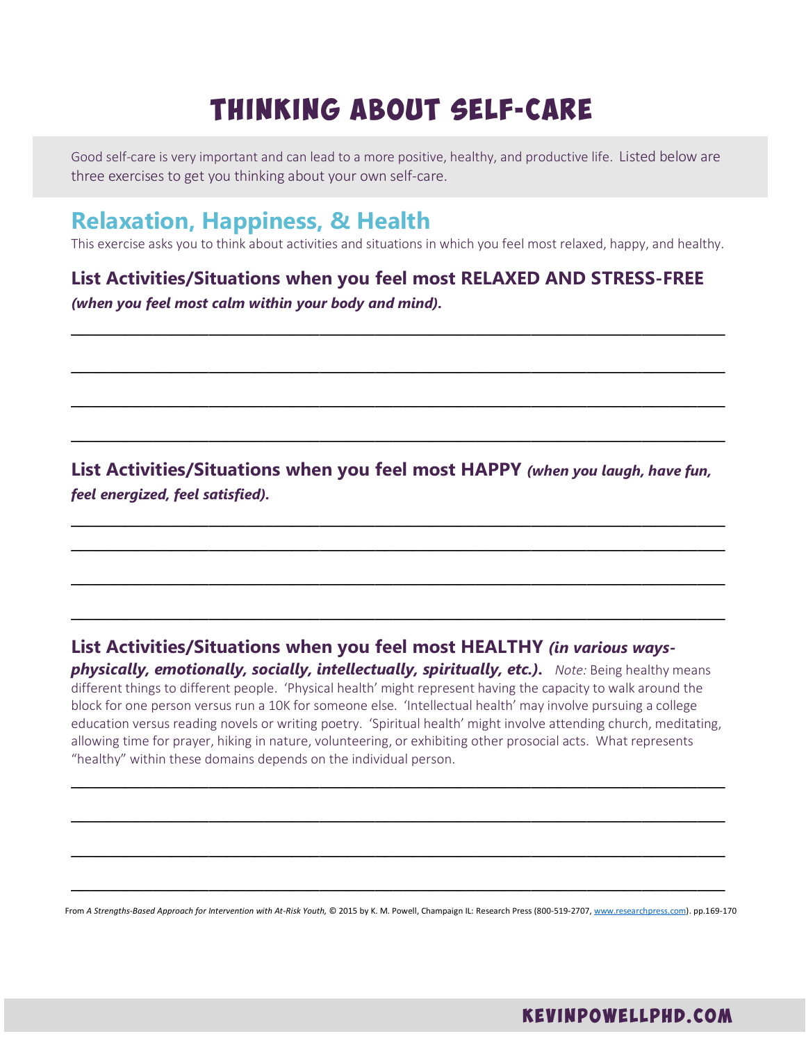# THINKING ABOUT SELF-CARE

Good self-care is very important and can lead to a more positive, healthy, and productive life. Listed below are three exercises to get you thinking about your own self-care.

## Relaxation, Happiness, & Health

This exercise asks you to think about activities and situations in which you feel most relaxed, happy, and healthy.

### List Activities/Situations when you feel most RELAXED AND STRESS-FREE *(when you feel most calm within your body and mind).*

______________________________________________________________________________

______________________________________________________________________________

______________________________________________________________________________

______________________________________________________________________________

### List Activities/Situations when you feel most HAPPY *(when you laugh, have fun, feel energized, feel satisfied).*

______________________________________________________________________________

______________________________________________________________________________

______________________________________________________________________________

______________________________________________________________________________

### List Activities/Situations when you feel most HEALTHY *(in various ways- physically, emotionally, socially, intellectually, spiritually, etc.).*

*Note:* Being healthy means different things to different people. 'Physical health' might represent having the capacity to walk around the block for one person versus run a 10K for someone else. 'Intellectual health' may involve pursuing a college education versus reading novels or writing poetry. 'Spiritual health' might involve attending church, meditating, allowing time for prayer, hiking in nature, volunteering, or exhibiting other prosocial acts. What represents "healthy" within these domains depends on the individual person.

______________________________________________________________________________

______________________________________________________________________________

______________________________________________________________________________

______________________________________________________________________________

From *A Strengths-Based Approach for Intervention with At-Risk Youth,* © 2015 by K. M. Powell, Champaign IL: Research Press (800-519-2707, www.researchpress.com). pp.169-170

KEVINPOWELLPHD.COM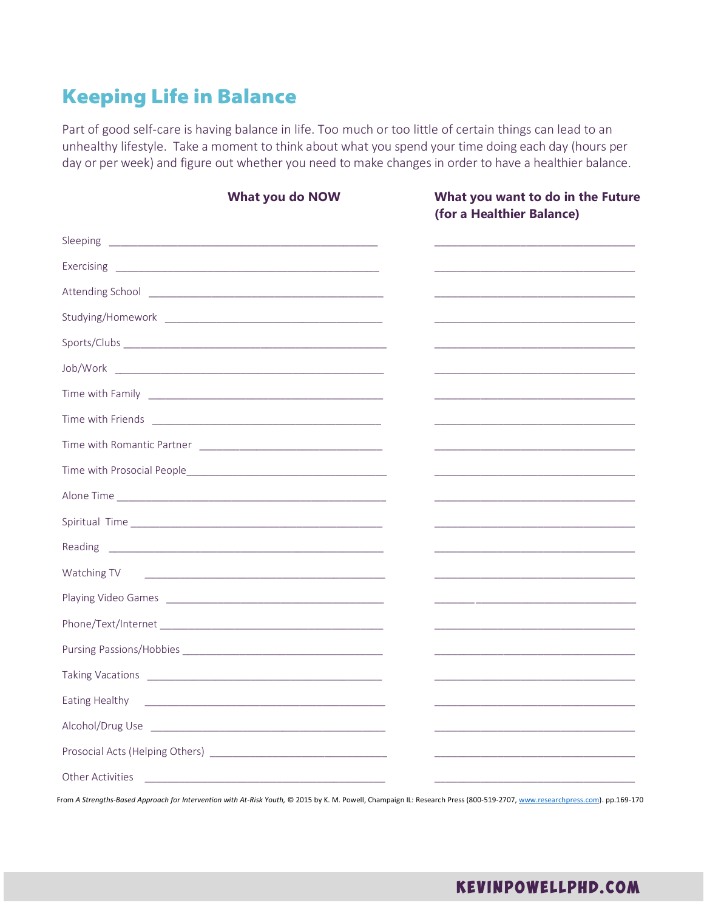# Keeping Life in Balance

Part of good self-care is having balance in life. Too much or too little of certain things can lead to an unhealthy lifestyle. Take a moment to think about what you spend your time doing each day (hours per day or per week) and figure out whether you need to make changes in order to have a healthier balance.

| | What you do NOW | What you want to do in the Future (for a Healthier Balance) |
|---|---|---|
| Sleeping | | |
| Exercising | | |
| Attending School | | |
| Studying/Homework | | |
| Sports/Clubs | | |
| Job/Work | | |
| Time with Family | | |
| Time with Friends | | |
| Time with Romantic Partner | | |
| Time with Prosocial People | | |
| Alone Time | | |
| Spiritual Time | | |
| Reading | | |
| Watching TV | | |
| Playing Video Games | | |
| Phone/Text/Internet | | |
| Pursing Passions/Hobbies | | |
| Taking Vacations | | |
| Eating Healthy | | |
| Alcohol/Drug Use | | |
| Prosocial Acts (Helping Others) | | |
| Other Activities | | |

From *A Strengths-Based Approach for Intervention with At-Risk Youth,* © 2015 by K. M. Powell, Champaign IL: Research Press (800-519-2707, www.researchpress.com). pp.169-170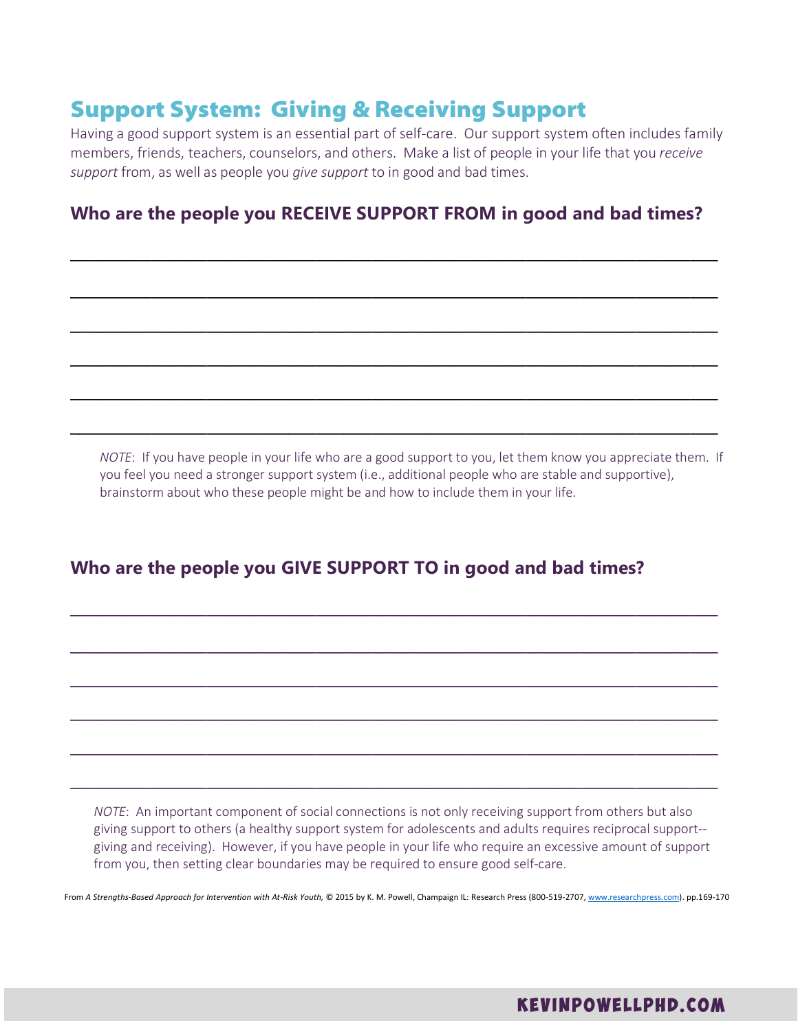## Support System: Giving & Receiving Support

Having a good support system is an essential part of self-care. Our support system often includes family members, friends, teachers, counselors, and others. Make a list of people in your life that you *receive support* from, as well as people you *give support* to in good and bad times.

### Who are the people you RECEIVE SUPPORT FROM in good and bad times?

______________________________________________________________________________

______________________________________________________________________________

______________________________________________________________________________

______________________________________________________________________________

______________________________________________________________________________

______________________________________________________________________________

*NOTE*: If you have people in your life who are a good support to you, let them know you appreciate them. If you feel you need a stronger support system (i.e., additional people who are stable and supportive), brainstorm about who these people might be and how to include them in your life.

### Who are the people you GIVE SUPPORT TO in good and bad times?

______________________________________________________________________________

______________________________________________________________________________

______________________________________________________________________________

______________________________________________________________________________

______________________________________________________________________________

______________________________________________________________________________

*NOTE*: An important component of social connections is not only receiving support from others but also giving support to others (a healthy support system for adolescents and adults requires reciprocal support--giving and receiving). However, if you have people in your life who require an excessive amount of support from you, then setting clear boundaries may be required to ensure good self-care.

From *A Strengths-Based Approach for Intervention with At-Risk Youth,* © 2015 by K. M. Powell, Champaign IL: Research Press (800-519-2707, www.researchpress.com). pp.169-170

KEVINPOWELLPHD.COM